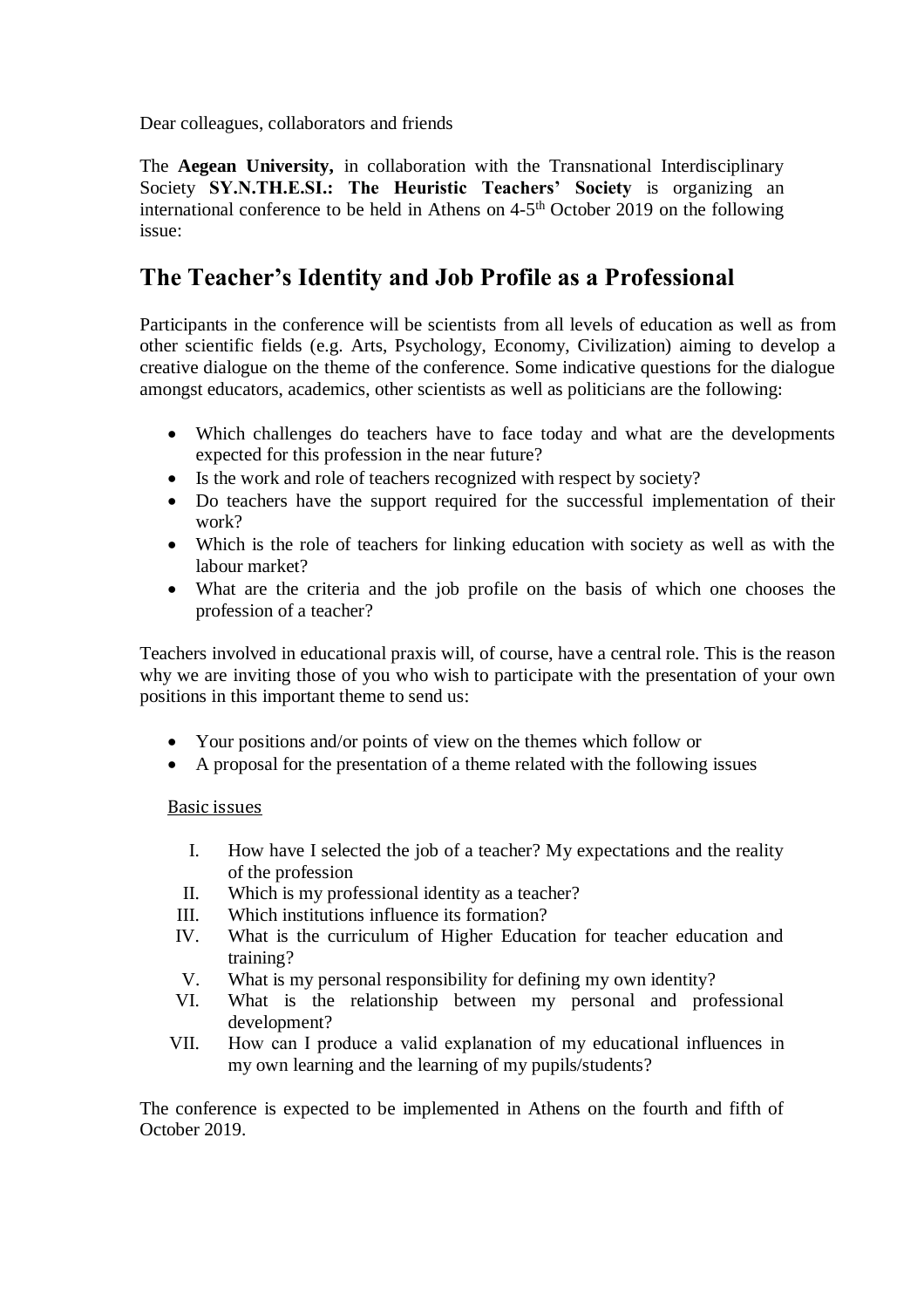Dear colleagues, collaborators and friends

The **Aegean University,** in collaboration with the Transnational Interdisciplinary Society **SY.N.TH.E.SI.: The Heuristic Teachers' Society** is organizing an international conference to be held in Athens on 4-5th October 2019 on the following issue:

# The Teacher's Identity and Job Profile as a Professional

Participants in the conference will be scientists from all levels of education as well as from other scientific fields (e.g. Arts, Psychology, Economy, Civilization) aiming to develop a creative dialogue on the theme of the conference. Some indicative questions for the dialogue amongst educators, academics, other scientists as well as politicians are the following:

- Which challenges do teachers have to face today and what are the developments expected for this profession in the near future?
- Is the work and role of teachers recognized with respect by society?
- Do teachers have the support required for the successful implementation of their work?
- Which is the role of teachers for linking education with society as well as with the labour market?
- What are the criteria and the job profile on the basis of which one chooses the profession of a teacher?

Teachers involved in educational praxis will, of course, have a central role. This is the reason why we are inviting those of you who wish to participate with the presentation of your own positions in this important theme to send us:

- Your positions and/or points of view on the themes which follow or
- A proposal for the presentation of a theme related with the following issues

Basic issues

I. How have I selected the job of a teacher? My expectations and the reality of the profession
II. Which is my professional identity as a teacher?
III. Which institutions influence its formation?
IV. What is the curriculum of Higher Education for teacher education and training?
V. What is my personal responsibility for defining my own identity?
VI. What is the relationship between my personal and professional development?
VII. How can I produce a valid explanation of my educational influences in my own learning and the learning of my pupils/students?

The conference is expected to be implemented in Athens on the fourth and fifth of October 2019.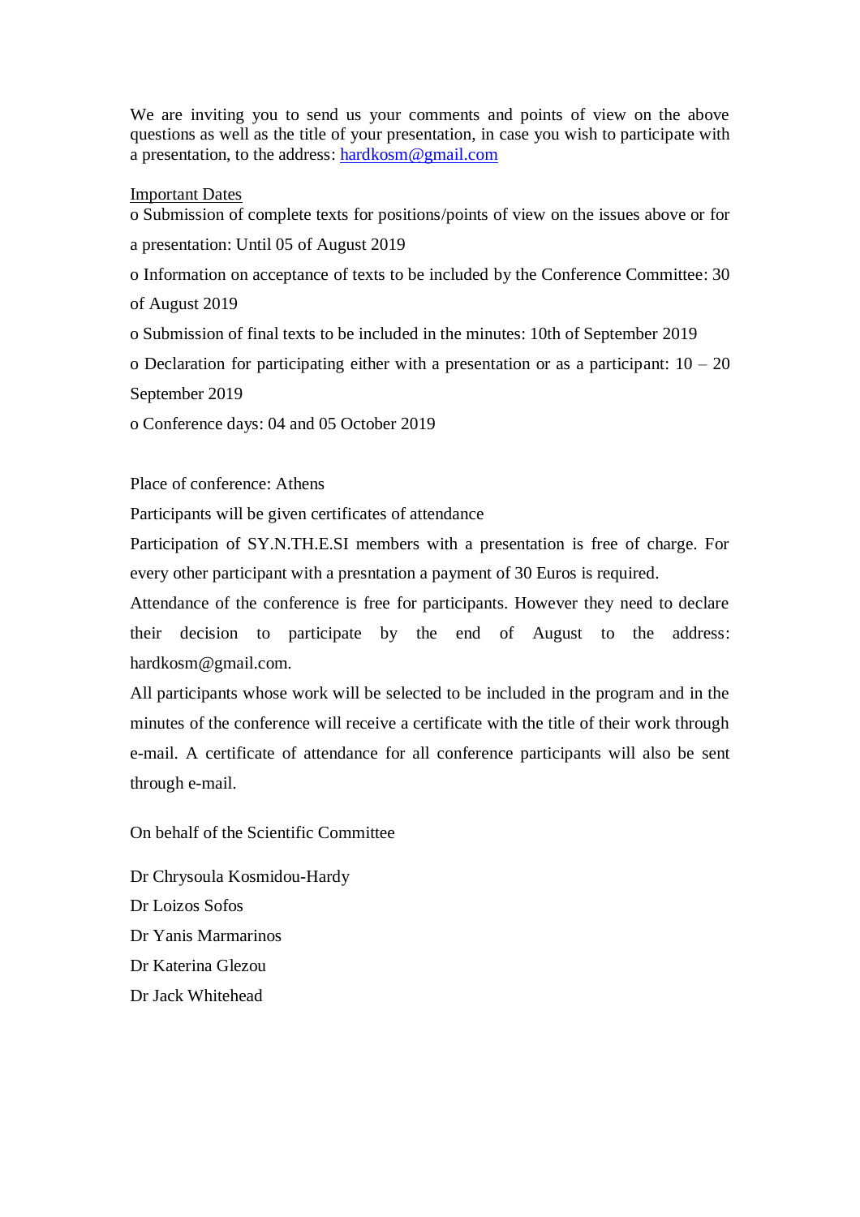We are inviting you to send us your comments and points of view on the above questions as well as the title of your presentation, in case you wish to participate with a presentation, to the address: hardkosm@gmail.com

Important Dates

- Submission of complete texts for positions/points of view on the issues above or for a presentation: Until 05 of August 2019
- Information on acceptance of texts to be included by the Conference Committee: 30 of August 2019
- Submission of final texts to be included in the minutes: 10th of September 2019
- Declaration for participating either with a presentation or as a participant: 10 – 20 September 2019
- Conference days: 04 and 05 October 2019

Place of conference: Athens

Participants will be given certificates of attendance

Participation of SY.N.TH.E.SI members with a presentation is free of charge. For every other participant with a presntation a payment of 30 Euros is required.

Attendance of the conference is free for participants. However they need to declare their decision to participate by the end of August to the address: hardkosm@gmail.com.

All participants whose work will be selected to be included in the program and in the minutes of the conference will receive a certificate with the title of their work through e-mail. A certificate of attendance for all conference participants will also be sent through e-mail.

On behalf of the Scientific Committee

Dr Chrysoula Kosmidou-Hardy

Dr Loizos Sofos

Dr Yanis Marmarinos

Dr Katerina Glezou

Dr Jack Whitehead